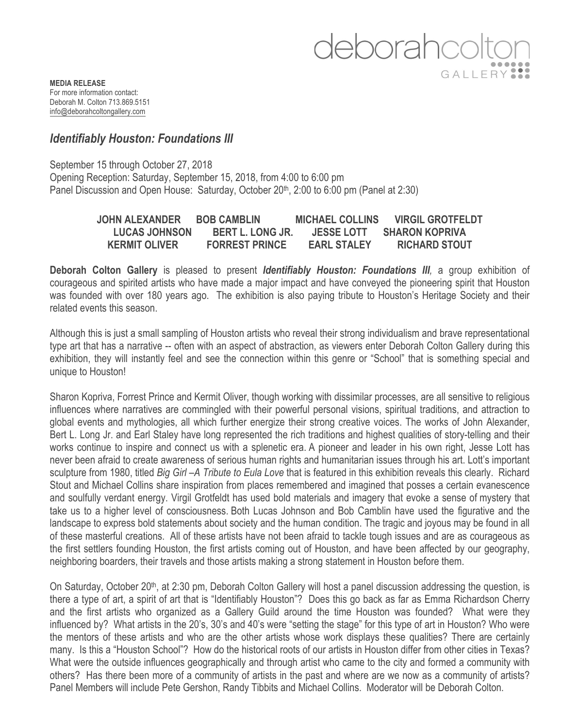deborahcolton GALLERY

**MEDIA RELEASE**
For more information contact:
Deborah M. Colton 713.869.5151
info@deborahcoltongallery.com

## *Identifiably Houston: Foundations III*

September 15 through October 27, 2018
Opening Reception: Saturday, September 15, 2018, from 4:00 to 6:00 pm
Panel Discussion and Open House: Saturday, October 20th, 2:00 to 6:00 pm (Panel at 2:30)

**JOHN ALEXANDER BOB CAMBLIN MICHAEL COLLINS VIRGIL GROTFELDT**
**LUCAS JOHNSON BERT L. LONG JR. JESSE LOTT SHARON KOPRIVA**
**KERMIT OLIVER FORREST PRINCE EARL STALEY RICHARD STOUT**

**Deborah Colton Gallery** is pleased to present ***Identifiably Houston: Foundations III**,* a group exhibition of courageous and spirited artists who have made a major impact and have conveyed the pioneering spirit that Houston was founded with over 180 years ago. The exhibition is also paying tribute to Houston's Heritage Society and their related events this season.

Although this is just a small sampling of Houston artists who reveal their strong individualism and brave representational type art that has a narrative -- often with an aspect of abstraction, as viewers enter Deborah Colton Gallery during this exhibition, they will instantly feel and see the connection within this genre or "School" that is something special and unique to Houston!

Sharon Kopriva, Forrest Prince and Kermit Oliver, though working with dissimilar processes, are all sensitive to religious influences where narratives are commingled with their powerful personal visions, spiritual traditions, and attraction to global events and mythologies, all which further energize their strong creative voices. The works of John Alexander, Bert L. Long Jr. and Earl Staley have long represented the rich traditions and highest qualities of story-telling and their works continue to inspire and connect us with a splenetic era. A pioneer and leader in his own right, Jesse Lott has never been afraid to create awareness of serious human rights and humanitarian issues through his art. Lott's important sculpture from 1980, titled *Big Girl –A Tribute to Eula Love* that is featured in this exhibition reveals this clearly. Richard Stout and Michael Collins share inspiration from places remembered and imagined that posses a certain evanescence and soulfully verdant energy. Virgil Grotfeldt has used bold materials and imagery that evoke a sense of mystery that take us to a higher level of consciousness. Both Lucas Johnson and Bob Camblin have used the figurative and the landscape to express bold statements about society and the human condition. The tragic and joyous may be found in all of these masterful creations. All of these artists have not been afraid to tackle tough issues and are as courageous as the first settlers founding Houston, the first artists coming out of Houston, and have been affected by our geography, neighboring boarders, their travels and those artists making a strong statement in Houston before them.

On Saturday, October 20th, at 2:30 pm, Deborah Colton Gallery will host a panel discussion addressing the question, is there a type of art, a spirit of art that is "Identifiably Houston"? Does this go back as far as Emma Richardson Cherry and the first artists who organized as a Gallery Guild around the time Houston was founded? What were they influenced by? What artists in the 20's, 30's and 40's were "setting the stage" for this type of art in Houston? Who were the mentors of these artists and who are the other artists whose work displays these qualities? There are certainly many. Is this a "Houston School"? How do the historical roots of our artists in Houston differ from other cities in Texas? What were the outside influences geographically and through artist who came to the city and formed a community with others? Has there been more of a community of artists in the past and where are we now as a community of artists? Panel Members will include Pete Gershon, Randy Tibbits and Michael Collins. Moderator will be Deborah Colton.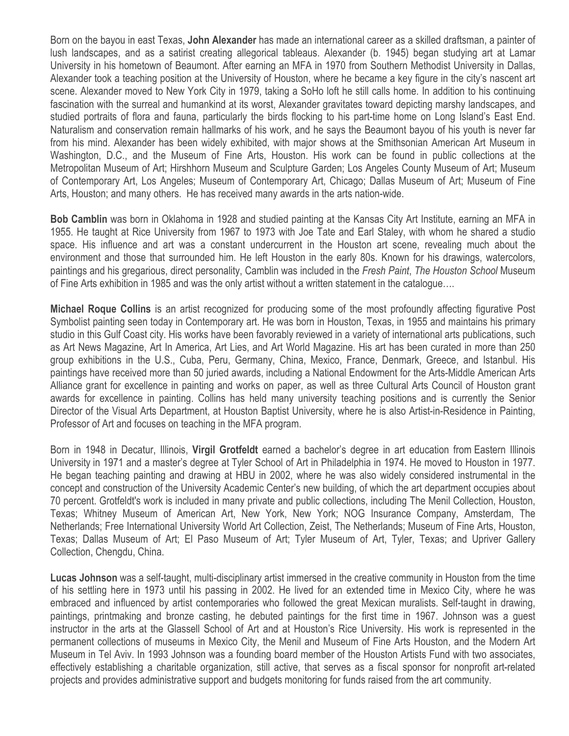Born on the bayou in east Texas, **John Alexander** has made an international career as a skilled draftsman, a painter of lush landscapes, and as a satirist creating allegorical tableaus. Alexander (b. 1945) began studying art at Lamar University in his hometown of Beaumont. After earning an MFA in 1970 from Southern Methodist University in Dallas, Alexander took a teaching position at the University of Houston, where he became a key figure in the city's nascent art scene. Alexander moved to New York City in 1979, taking a SoHo loft he still calls home. In addition to his continuing fascination with the surreal and humankind at its worst, Alexander gravitates toward depicting marshy landscapes, and studied portraits of flora and fauna, particularly the birds flocking to his part-time home on Long Island's East End. Naturalism and conservation remain hallmarks of his work, and he says the Beaumont bayou of his youth is never far from his mind. Alexander has been widely exhibited, with major shows at the Smithsonian American Art Museum in Washington, D.C., and the Museum of Fine Arts, Houston. His work can be found in public collections at the Metropolitan Museum of Art; Hirshhorn Museum and Sculpture Garden; Los Angeles County Museum of Art; Museum of Contemporary Art, Los Angeles; Museum of Contemporary Art, Chicago; Dallas Museum of Art; Museum of Fine Arts, Houston; and many others. He has received many awards in the arts nation-wide.

**Bob Camblin** was born in Oklahoma in 1928 and studied painting at the Kansas City Art Institute, earning an MFA in 1955. He taught at Rice University from 1967 to 1973 with Joe Tate and Earl Staley, with whom he shared a studio space. His influence and art was a constant undercurrent in the Houston art scene, revealing much about the environment and those that surrounded him. He left Houston in the early 80s. Known for his drawings, watercolors, paintings and his gregarious, direct personality, Camblin was included in the *Fresh Paint*, *The Houston School* Museum of Fine Arts exhibition in 1985 and was the only artist without a written statement in the catalogue….

**Michael Roque Collins** is an artist recognized for producing some of the most profoundly affecting figurative Post Symbolist painting seen today in Contemporary art. He was born in Houston, Texas, in 1955 and maintains his primary studio in this Gulf Coast city. His works have been favorably reviewed in a variety of international arts publications, such as Art News Magazine, Art In America, Art Lies, and Art World Magazine. His art has been curated in more than 250 group exhibitions in the U.S., Cuba, Peru, Germany, China, Mexico, France, Denmark, Greece, and Istanbul. His paintings have received more than 50 juried awards, including a National Endowment for the Arts-Middle American Arts Alliance grant for excellence in painting and works on paper, as well as three Cultural Arts Council of Houston grant awards for excellence in painting. Collins has held many university teaching positions and is currently the Senior Director of the Visual Arts Department, at Houston Baptist University, where he is also Artist-in-Residence in Painting, Professor of Art and focuses on teaching in the MFA program.

Born in 1948 in Decatur, Illinois, **Virgil Grotfeldt** earned a bachelor's degree in art education from Eastern Illinois University in 1971 and a master's degree at Tyler School of Art in Philadelphia in 1974. He moved to Houston in 1977. He began teaching painting and drawing at HBU in 2002, where he was also widely considered instrumental in the concept and construction of the University Academic Center's new building, of which the art department occupies about 70 percent. Grotfeldt's work is included in many private and public collections, including The Menil Collection, Houston, Texas; Whitney Museum of American Art, New York, New York; NOG Insurance Company, Amsterdam, The Netherlands; Free International University World Art Collection, Zeist, The Netherlands; Museum of Fine Arts, Houston, Texas; Dallas Museum of Art; El Paso Museum of Art; Tyler Museum of Art, Tyler, Texas; and Upriver Gallery Collection, Chengdu, China.

**Lucas Johnson** was a self-taught, multi-disciplinary artist immersed in the creative community in Houston from the time of his settling here in 1973 until his passing in 2002. He lived for an extended time in Mexico City, where he was embraced and influenced by artist contemporaries who followed the great Mexican muralists. Self-taught in drawing, paintings, printmaking and bronze casting, he debuted paintings for the first time in 1967. Johnson was a guest instructor in the arts at the Glassell School of Art and at Houston's Rice University. His work is represented in the permanent collections of museums in Mexico City, the Menil and Museum of Fine Arts Houston, and the Modern Art Museum in Tel Aviv. In 1993 Johnson was a founding board member of the Houston Artists Fund with two associates, effectively establishing a charitable organization, still active, that serves as a fiscal sponsor for nonprofit art-related projects and provides administrative support and budgets monitoring for funds raised from the art community.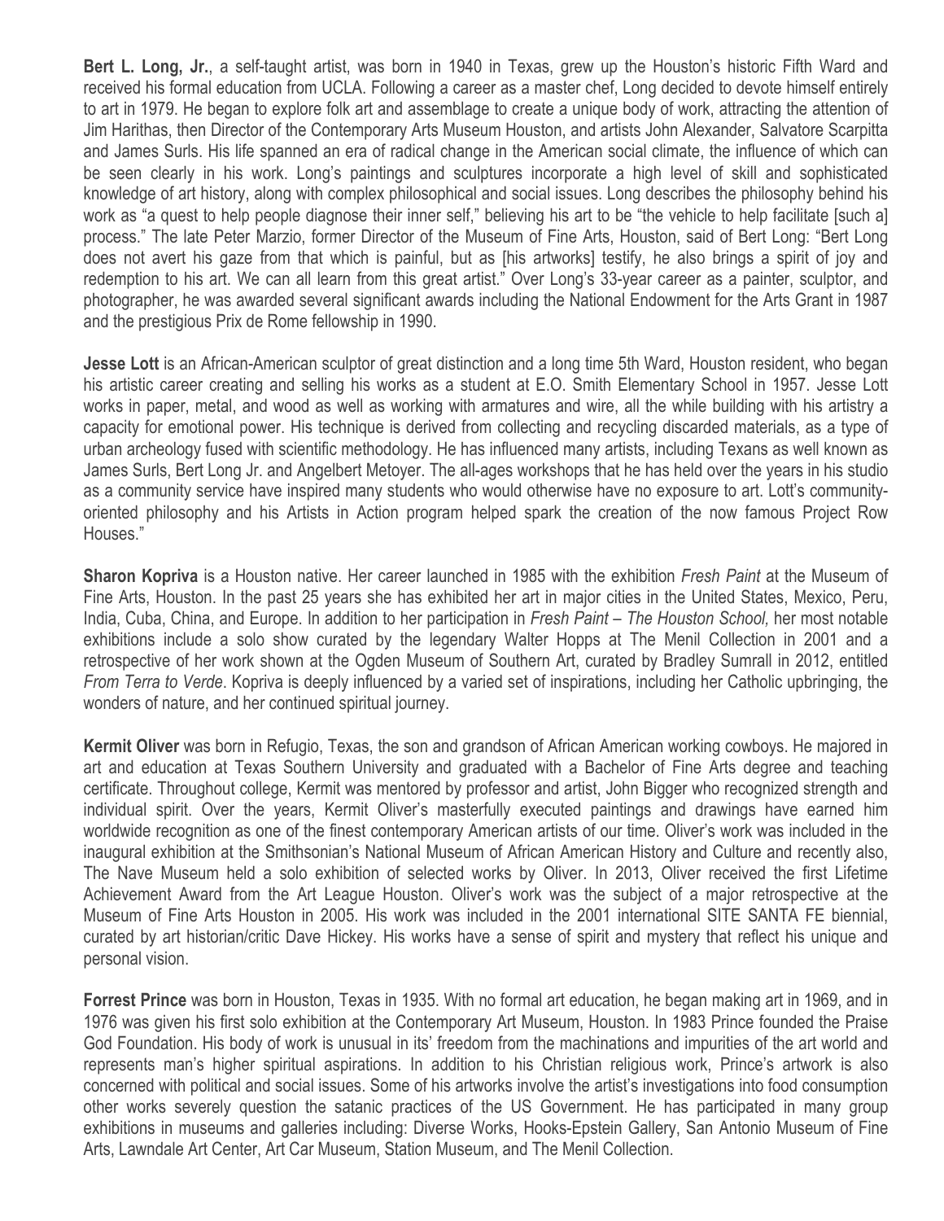**Bert L. Long, Jr.**, a self-taught artist, was born in 1940 in Texas, grew up the Houston's historic Fifth Ward and received his formal education from UCLA. Following a career as a master chef, Long decided to devote himself entirely to art in 1979. He began to explore folk art and assemblage to create a unique body of work, attracting the attention of Jim Harithas, then Director of the Contemporary Arts Museum Houston, and artists John Alexander, Salvatore Scarpitta and James Surls. His life spanned an era of radical change in the American social climate, the influence of which can be seen clearly in his work. Long's paintings and sculptures incorporate a high level of skill and sophisticated knowledge of art history, along with complex philosophical and social issues. Long describes the philosophy behind his work as "a quest to help people diagnose their inner self," believing his art to be "the vehicle to help facilitate [such a] process." The late Peter Marzio, former Director of the Museum of Fine Arts, Houston, said of Bert Long: "Bert Long does not avert his gaze from that which is painful, but as [his artworks] testify, he also brings a spirit of joy and redemption to his art. We can all learn from this great artist." Over Long's 33-year career as a painter, sculptor, and photographer, he was awarded several significant awards including the National Endowment for the Arts Grant in 1987 and the prestigious Prix de Rome fellowship in 1990.

**Jesse Lott** is an African-American sculptor of great distinction and a long time 5th Ward, Houston resident, who began his artistic career creating and selling his works as a student at E.O. Smith Elementary School in 1957. Jesse Lott works in paper, metal, and wood as well as working with armatures and wire, all the while building with his artistry a capacity for emotional power. His technique is derived from collecting and recycling discarded materials, as a type of urban archeology fused with scientific methodology. He has influenced many artists, including Texans as well known as James Surls, Bert Long Jr. and Angelbert Metoyer. The all-ages workshops that he has held over the years in his studio as a community service have inspired many students who would otherwise have no exposure to art. Lott's community-oriented philosophy and his Artists in Action program helped spark the creation of the now famous Project Row Houses."

**Sharon Kopriva** is a Houston native. Her career launched in 1985 with the exhibition *Fresh Paint* at the Museum of Fine Arts, Houston. In the past 25 years she has exhibited her art in major cities in the United States, Mexico, Peru, India, Cuba, China, and Europe. In addition to her participation in *Fresh Paint – The Houston School,* her most notable exhibitions include a solo show curated by the legendary Walter Hopps at The Menil Collection in 2001 and a retrospective of her work shown at the Ogden Museum of Southern Art, curated by Bradley Sumrall in 2012, entitled *From Terra to Verde*. Kopriva is deeply influenced by a varied set of inspirations, including her Catholic upbringing, the wonders of nature, and her continued spiritual journey.

**Kermit Oliver** was born in Refugio, Texas, the son and grandson of African American working cowboys. He majored in art and education at Texas Southern University and graduated with a Bachelor of Fine Arts degree and teaching certificate. Throughout college, Kermit was mentored by professor and artist, John Bigger who recognized strength and individual spirit. Over the years, Kermit Oliver's masterfully executed paintings and drawings have earned him worldwide recognition as one of the finest contemporary American artists of our time. Oliver's work was included in the inaugural exhibition at the Smithsonian's National Museum of African American History and Culture and recently also, The Nave Museum held a solo exhibition of selected works by Oliver. In 2013, Oliver received the first Lifetime Achievement Award from the Art League Houston. Oliver's work was the subject of a major retrospective at the Museum of Fine Arts Houston in 2005. His work was included in the 2001 international SITE SANTA FE biennial, curated by art historian/critic Dave Hickey. His works have a sense of spirit and mystery that reflect his unique and personal vision.

**Forrest Prince** was born in Houston, Texas in 1935. With no formal art education, he began making art in 1969, and in 1976 was given his first solo exhibition at the Contemporary Art Museum, Houston. In 1983 Prince founded the Praise God Foundation. His body of work is unusual in its' freedom from the machinations and impurities of the art world and represents man's higher spiritual aspirations. In addition to his Christian religious work, Prince's artwork is also concerned with political and social issues. Some of his artworks involve the artist's investigations into food consumption other works severely question the satanic practices of the US Government. He has participated in many group exhibitions in museums and galleries including: Diverse Works, Hooks-Epstein Gallery, San Antonio Museum of Fine Arts, Lawndale Art Center, Art Car Museum, Station Museum, and The Menil Collection.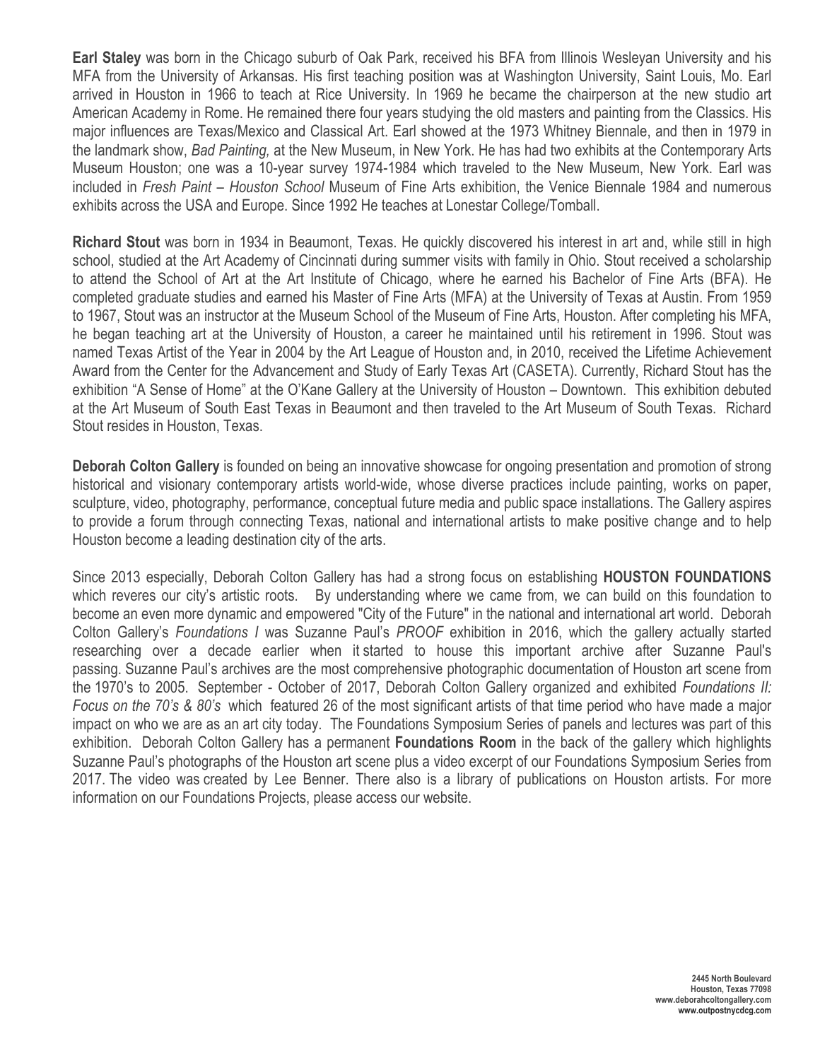**Earl Staley** was born in the Chicago suburb of Oak Park, received his BFA from Illinois Wesleyan University and his MFA from the University of Arkansas. His first teaching position was at Washington University, Saint Louis, Mo. Earl arrived in Houston in 1966 to teach at Rice University. In 1969 he became the chairperson at the new studio art American Academy in Rome. He remained there four years studying the old masters and painting from the Classics. His major influences are Texas/Mexico and Classical Art. Earl showed at the 1973 Whitney Biennale, and then in 1979 in the landmark show, *Bad Painting,* at the New Museum, in New York. He has had two exhibits at the Contemporary Arts Museum Houston; one was a 10-year survey 1974-1984 which traveled to the New Museum, New York. Earl was included in *Fresh Paint – Houston School* Museum of Fine Arts exhibition, the Venice Biennale 1984 and numerous exhibits across the USA and Europe. Since 1992 He teaches at Lonestar College/Tomball.

**Richard Stout** was born in 1934 in Beaumont, Texas. He quickly discovered his interest in art and, while still in high school, studied at the Art Academy of Cincinnati during summer visits with family in Ohio. Stout received a scholarship to attend the School of Art at the Art Institute of Chicago, where he earned his Bachelor of Fine Arts (BFA). He completed graduate studies and earned his Master of Fine Arts (MFA) at the University of Texas at Austin. From 1959 to 1967, Stout was an instructor at the Museum School of the Museum of Fine Arts, Houston. After completing his MFA, he began teaching art at the University of Houston, a career he maintained until his retirement in 1996. Stout was named Texas Artist of the Year in 2004 by the Art League of Houston and, in 2010, received the Lifetime Achievement Award from the Center for the Advancement and Study of Early Texas Art (CASETA). Currently, Richard Stout has the exhibition "A Sense of Home" at the O'Kane Gallery at the University of Houston – Downtown. This exhibition debuted at the Art Museum of South East Texas in Beaumont and then traveled to the Art Museum of South Texas. Richard Stout resides in Houston, Texas.

**Deborah Colton Gallery** is founded on being an innovative showcase for ongoing presentation and promotion of strong historical and visionary contemporary artists world-wide, whose diverse practices include painting, works on paper, sculpture, video, photography, performance, conceptual future media and public space installations. The Gallery aspires to provide a forum through connecting Texas, national and international artists to make positive change and to help Houston become a leading destination city of the arts.

Since 2013 especially, Deborah Colton Gallery has had a strong focus on establishing **HOUSTON FOUNDATIONS** which reveres our city's artistic roots. By understanding where we came from, we can build on this foundation to become an even more dynamic and empowered "City of the Future" in the national and international art world. Deborah Colton Gallery's *Foundations I* was Suzanne Paul's *PROOF* exhibition in 2016, which the gallery actually started researching over a decade earlier when it started to house this important archive after Suzanne Paul's passing. Suzanne Paul's archives are the most comprehensive photographic documentation of Houston art scene from the 1970's to 2005. September - October of 2017, Deborah Colton Gallery organized and exhibited *Foundations II: Focus on the 70's & 80's* which featured 26 of the most significant artists of that time period who have made a major impact on who we are as an art city today. The Foundations Symposium Series of panels and lectures was part of this exhibition. Deborah Colton Gallery has a permanent **Foundations Room** in the back of the gallery which highlights Suzanne Paul's photographs of the Houston art scene plus a video excerpt of our Foundations Symposium Series from 2017. The video was created by Lee Benner. There also is a library of publications on Houston artists. For more information on our Foundations Projects, please access our website.

**2445 North Boulevard**
**Houston, Texas 77098**
**www.deborahcoltongallery.com**
**www.outpostnycdcg.com**